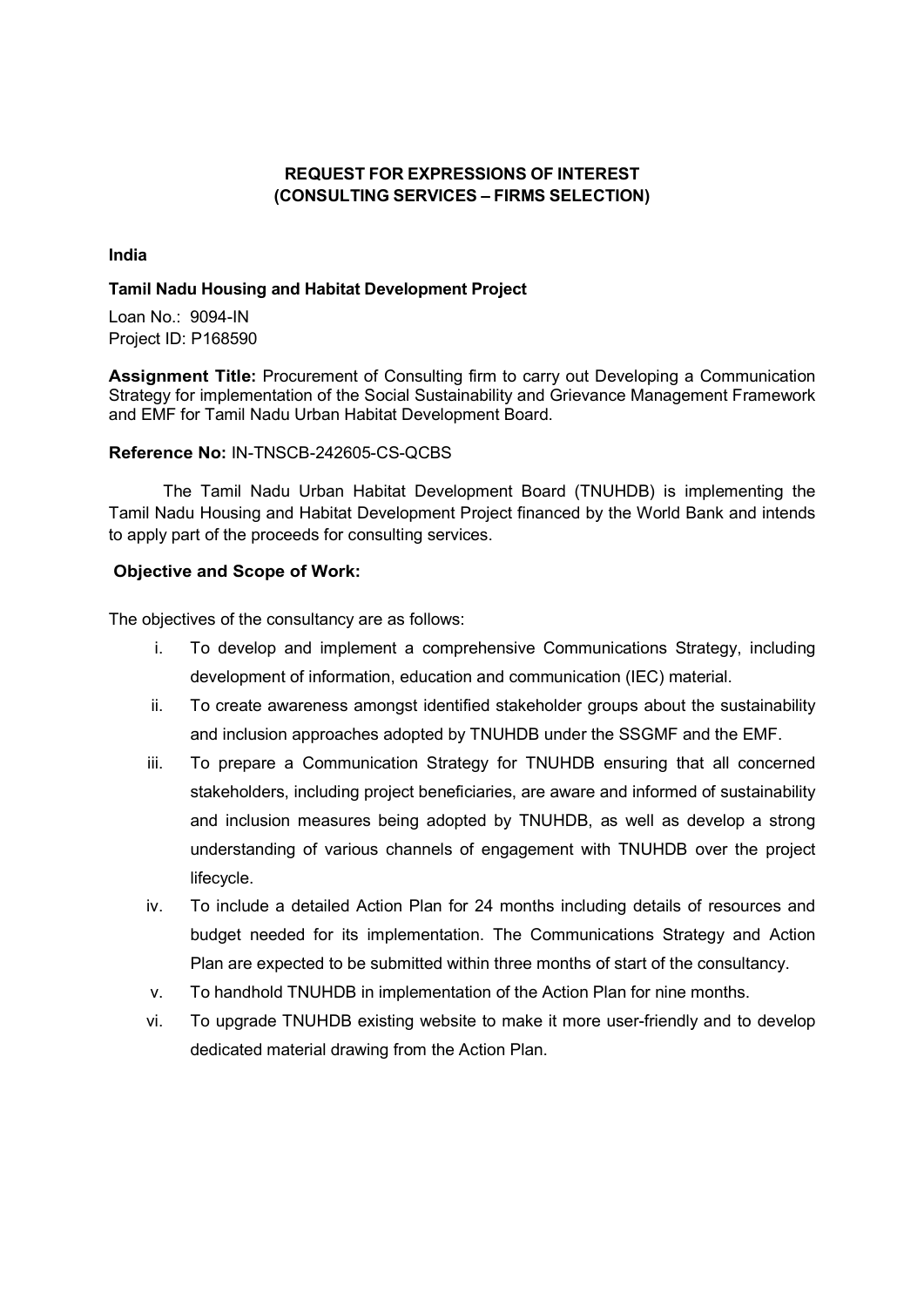**REQUEST FOR EXPRESSIONS OF INTEREST**
**(CONSULTING SERVICES – FIRMS SELECTION)**

**India**

**Tamil Nadu Housing and Habitat Development Project**

Loan No.: 9094-IN
Project ID: P168590

**Assignment Title:** Procurement of Consulting firm to carry out Developing a Communication Strategy for implementation of the Social Sustainability and Grievance Management Framework and EMF for Tamil Nadu Urban Habitat Development Board.

**Reference No:** IN-TNSCB-242605-CS-QCBS

The Tamil Nadu Urban Habitat Development Board (TNUHDB) is implementing the Tamil Nadu Housing and Habitat Development Project financed by the World Bank and intends to apply part of the proceeds for consulting services.

**Objective and Scope of Work:**

The objectives of the consultancy are as follows:

i. To develop and implement a comprehensive Communications Strategy, including development of information, education and communication (IEC) material.

ii. To create awareness amongst identified stakeholder groups about the sustainability and inclusion approaches adopted by TNUHDB under the SSGMF and the EMF.

iii. To prepare a Communication Strategy for TNUHDB ensuring that all concerned stakeholders, including project beneficiaries, are aware and informed of sustainability and inclusion measures being adopted by TNUHDB, as well as develop a strong understanding of various channels of engagement with TNUHDB over the project lifecycle.

iv. To include a detailed Action Plan for 24 months including details of resources and budget needed for its implementation. The Communications Strategy and Action Plan are expected to be submitted within three months of start of the consultancy.

v. To handhold TNUHDB in implementation of the Action Plan for nine months.

vi. To upgrade TNUHDB existing website to make it more user-friendly and to develop dedicated material drawing from the Action Plan.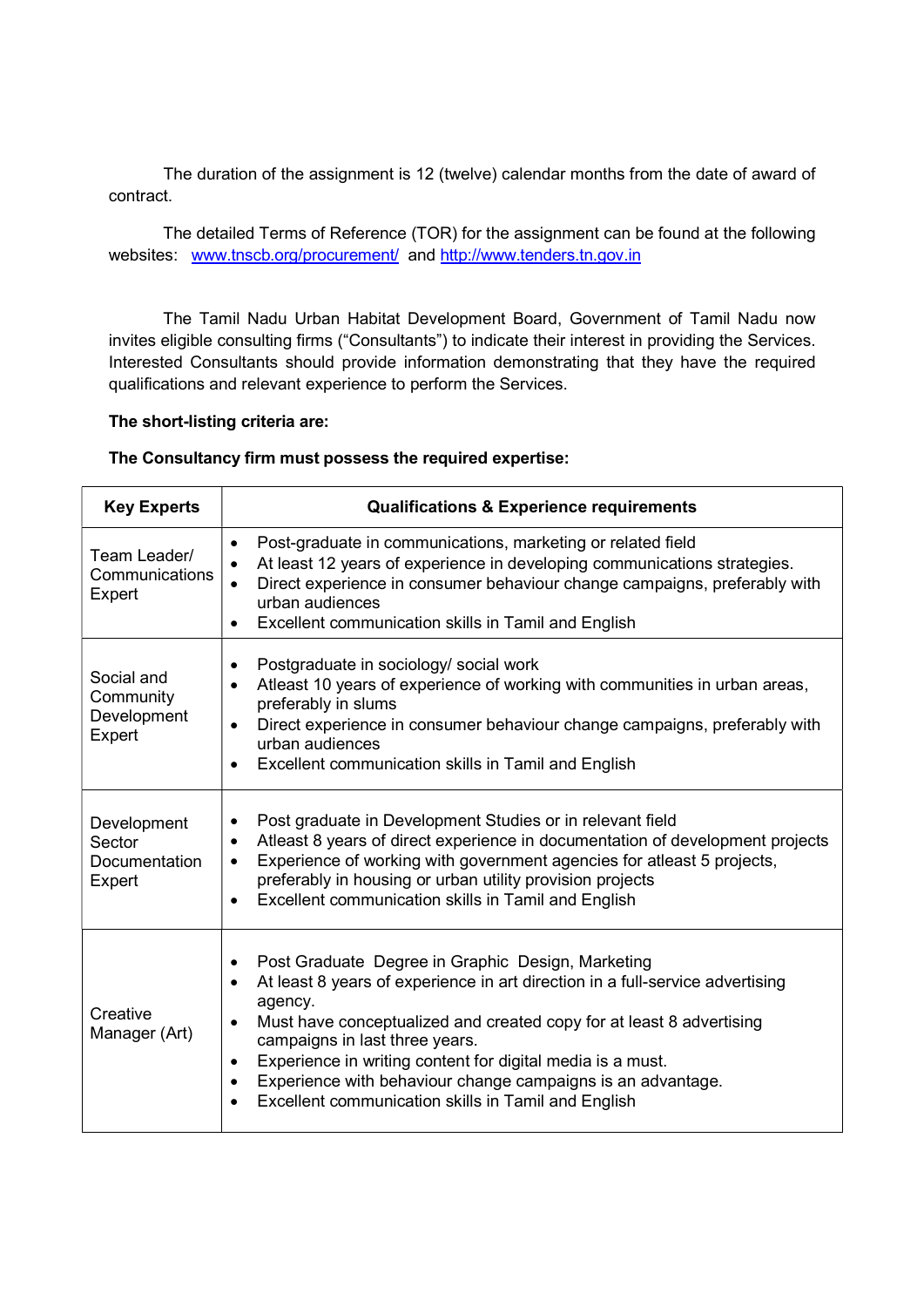The duration of the assignment is 12 (twelve) calendar months from the date of award of contract.

The detailed Terms of Reference (TOR) for the assignment can be found at the following websites: [www.tnscb.org/procurement/](www.tnscb.org/procurement/) and [http://www.tenders.tn.gov.in](http://www.tenders.tn.gov.in)

The Tamil Nadu Urban Habitat Development Board, Government of Tamil Nadu now invites eligible consulting firms ("Consultants") to indicate their interest in providing the Services. Interested Consultants should provide information demonstrating that they have the required qualifications and relevant experience to perform the Services.

**The short-listing criteria are:**

**The Consultancy firm must possess the required expertise:**

| Key Experts | Qualifications & Experience requirements |
|---|---|
| Team Leader/ Communications Expert | • Post-graduate in communications, marketing or related field<br>• At least 12 years of experience in developing communications strategies.<br>• Direct experience in consumer behaviour change campaigns, preferably with urban audiences<br>• Excellent communication skills in Tamil and English |
| Social and Community Development Expert | • Postgraduate in sociology/ social work<br>• Atleast 10 years of experience of working with communities in urban areas, preferably in slums<br>• Direct experience in consumer behaviour change campaigns, preferably with urban audiences<br>• Excellent communication skills in Tamil and English |
| Development Sector Documentation Expert | • Post graduate in Development Studies or in relevant field<br>• Atleast 8 years of direct experience in documentation of development projects<br>• Experience of working with government agencies for atleast 5 projects, preferably in housing or urban utility provision projects<br>• Excellent communication skills in Tamil and English |
| Creative Manager (Art) | • Post Graduate Degree in Graphic Design, Marketing<br>• At least 8 years of experience in art direction in a full-service advertising agency.<br>• Must have conceptualized and created copy for at least 8 advertising campaigns in last three years.<br>• Experience in writing content for digital media is a must.<br>• Experience with behaviour change campaigns is an advantage.<br>• Excellent communication skills in Tamil and English |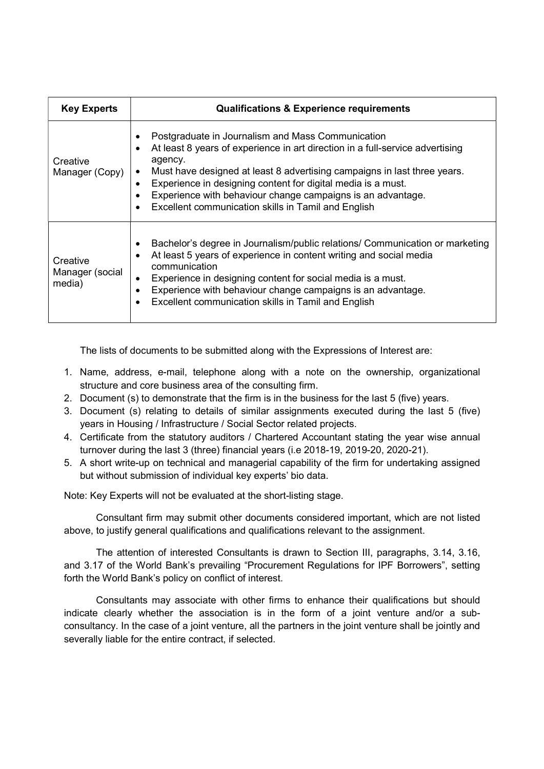| Key Experts | Qualifications & Experience requirements |
|---|---|
| Creative Manager (Copy) | • Postgraduate in Journalism and Mass Communication<br>• At least 8 years of experience in art direction in a full-service advertising agency.<br>• Must have designed at least 8 advertising campaigns in last three years.<br>• Experience in designing content for digital media is a must.<br>• Experience with behaviour change campaigns is an advantage.<br>• Excellent communication skills in Tamil and English |
| Creative Manager (social media) | • Bachelor's degree in Journalism/public relations/ Communication or marketing<br>• At least 5 years of experience in content writing and social media communication<br>• Experience in designing content for social media is a must.<br>• Experience with behaviour change campaigns is an advantage.<br>• Excellent communication skills in Tamil and English |

The lists of documents to be submitted along with the Expressions of Interest are:

1. Name, address, e-mail, telephone along with a note on the ownership, organizational structure and core business area of the consulting firm.
2. Document (s) to demonstrate that the firm is in the business for the last 5 (five) years.
3. Document (s) relating to details of similar assignments executed during the last 5 (five) years in Housing / Infrastructure / Social Sector related projects.
4. Certificate from the statutory auditors / Chartered Accountant stating the year wise annual turnover during the last 3 (three) financial years (i.e 2018-19, 2019-20, 2020-21).
5. A short write-up on technical and managerial capability of the firm for undertaking assigned but without submission of individual key experts' bio data.

Note: Key Experts will not be evaluated at the short-listing stage.

Consultant firm may submit other documents considered important, which are not listed above, to justify general qualifications and qualifications relevant to the assignment.

The attention of interested Consultants is drawn to Section III, paragraphs, 3.14, 3.16, and 3.17 of the World Bank's prevailing "Procurement Regulations for IPF Borrowers", setting forth the World Bank's policy on conflict of interest.

Consultants may associate with other firms to enhance their qualifications but should indicate clearly whether the association is in the form of a joint venture and/or a sub-consultancy. In the case of a joint venture, all the partners in the joint venture shall be jointly and severally liable for the entire contract, if selected.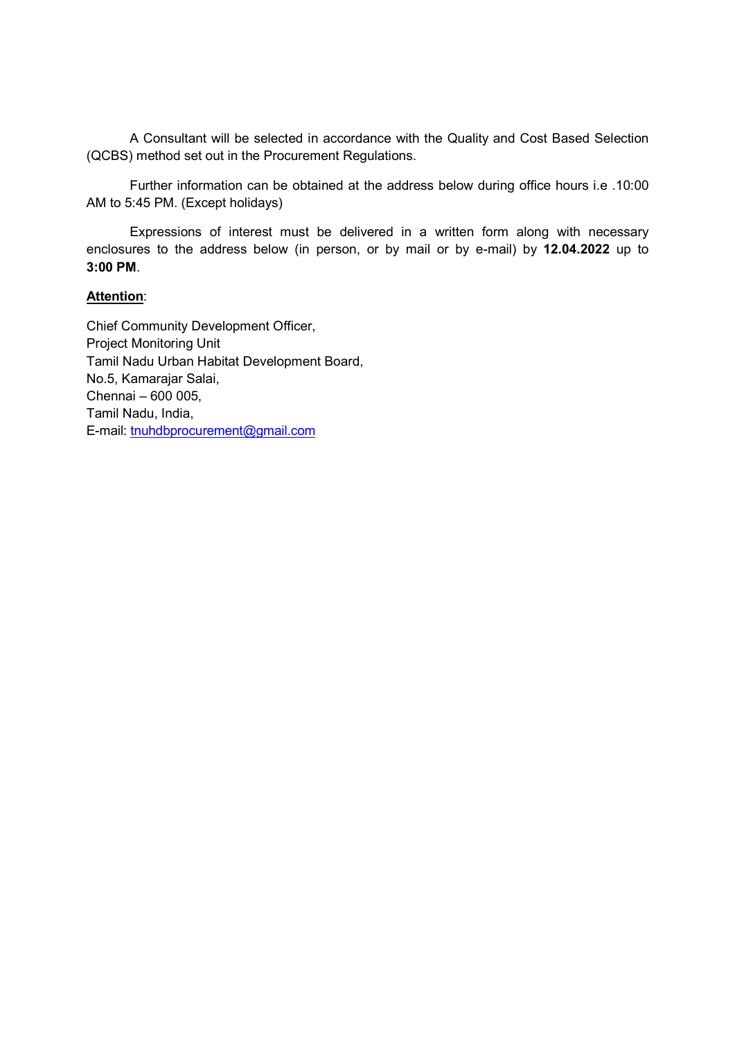A Consultant will be selected in accordance with the Quality and Cost Based Selection (QCBS) method set out in the Procurement Regulations.

Further information can be obtained at the address below during office hours i.e .10:00 AM to 5:45 PM. (Except holidays)

Expressions of interest must be delivered in a written form along with necessary enclosures to the address below (in person, or by mail or by e-mail) by **12.04.2022** up to **3:00 PM**.

**Attention**:

Chief Community Development Officer,
Project Monitoring Unit
Tamil Nadu Urban Habitat Development Board,
No.5, Kamarajar Salai,
Chennai – 600 005,
Tamil Nadu, India,
E-mail: tnuhdbprocurement@gmail.com